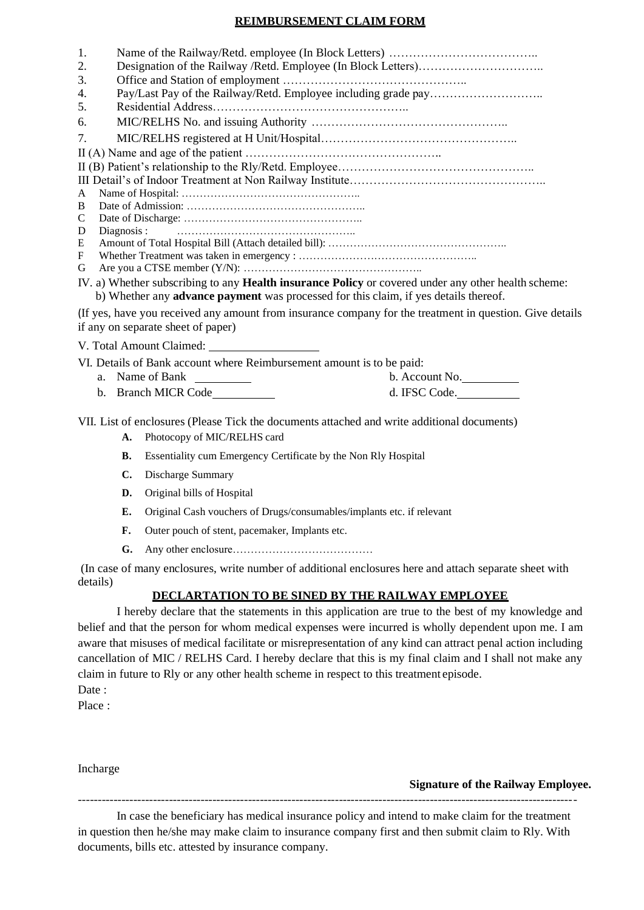## REIMBURSEMENT CLAIM FORM

1. Name of the Railway/Retd. employee (In Block Letters) ………………………………..
2. Designation of the Railway /Retd. Employee (In Block Letters)…………………………..
3. Office and Station of employment ………………………………………..
4. Pay/Last Pay of the Railway/Retd. Employee including grade pay………………………..
5. Residential Address…………………………………………..
6. MIC/RELHS No. and issuing Authority ………………………………………..
7. MIC/RELHS registered at H Unit/Hospital………………………………………..

II (A) Name and age of the patient …………………………………………..

II (B) Patient's relationship to the Rly/Retd. Employee………………………………………..

III Detail's of Indoor Treatment at Non Railway Institute………………………………………..

- A Name of Hospital: …………………………………………..
- B Date of Admission: …………………………………………..
- C Date of Discharge: …………………………………………..
- D Diagnosis : …………………………………………..
- E Amount of Total Hospital Bill (Attach detailed bill): …………………………………………..
- F Whether Treatment was taken in emergency : …………………………………………..
- G Are you a CTSE member (Y/N): …………………………………………..

IV. a) Whether subscribing to any **Health insurance Policy** or covered under any other health scheme:
b) Whether any **advance payment** was processed for this claim, if yes details thereof.

(If yes, have you received any amount from insurance company for the treatment in question. Give details if any on separate sheet of paper)

V. Total Amount Claimed: ________________

VI. Details of Bank account where Reimbursement amount is to be paid:

a. Name of Bank ________ b. Account No.________

b. Branch MICR Code________ d. IFSC Code.________

VII. List of enclosures (Please Tick the documents attached and write additional documents)

- **A.** Photocopy of MIC/RELHS card
- **B.** Essentiality cum Emergency Certificate by the Non Rly Hospital
- **C.** Discharge Summary
- **D.** Original bills of Hospital
- **E.** Original Cash vouchers of Drugs/consumables/implants etc. if relevant
- **F.** Outer pouch of stent, pacemaker, Implants etc.
- **G.** Any other enclosure…………………………………

(In case of many enclosures, write number of additional enclosures here and attach separate sheet with details)

### DECLARTATION TO BE SINED BY THE RAILWAY EMPLOYEE

I hereby declare that the statements in this application are true to the best of my knowledge and belief and that the person for whom medical expenses were incurred is wholly dependent upon me. I am aware that misuses of medical facilitate or misrepresentation of any kind can attract penal action including cancellation of MIC / RELHS Card. I hereby declare that this is my final claim and I shall not make any claim in future to Rly or any other health scheme in respect to this treatment episode.

Date :

Place :

Incharge

**Signature of the Railway Employee.**

---

In case the beneficiary has medical insurance policy and intend to make claim for the treatment in question then he/she may make claim to insurance company first and then submit claim to Rly. With documents, bills etc. attested by insurance company.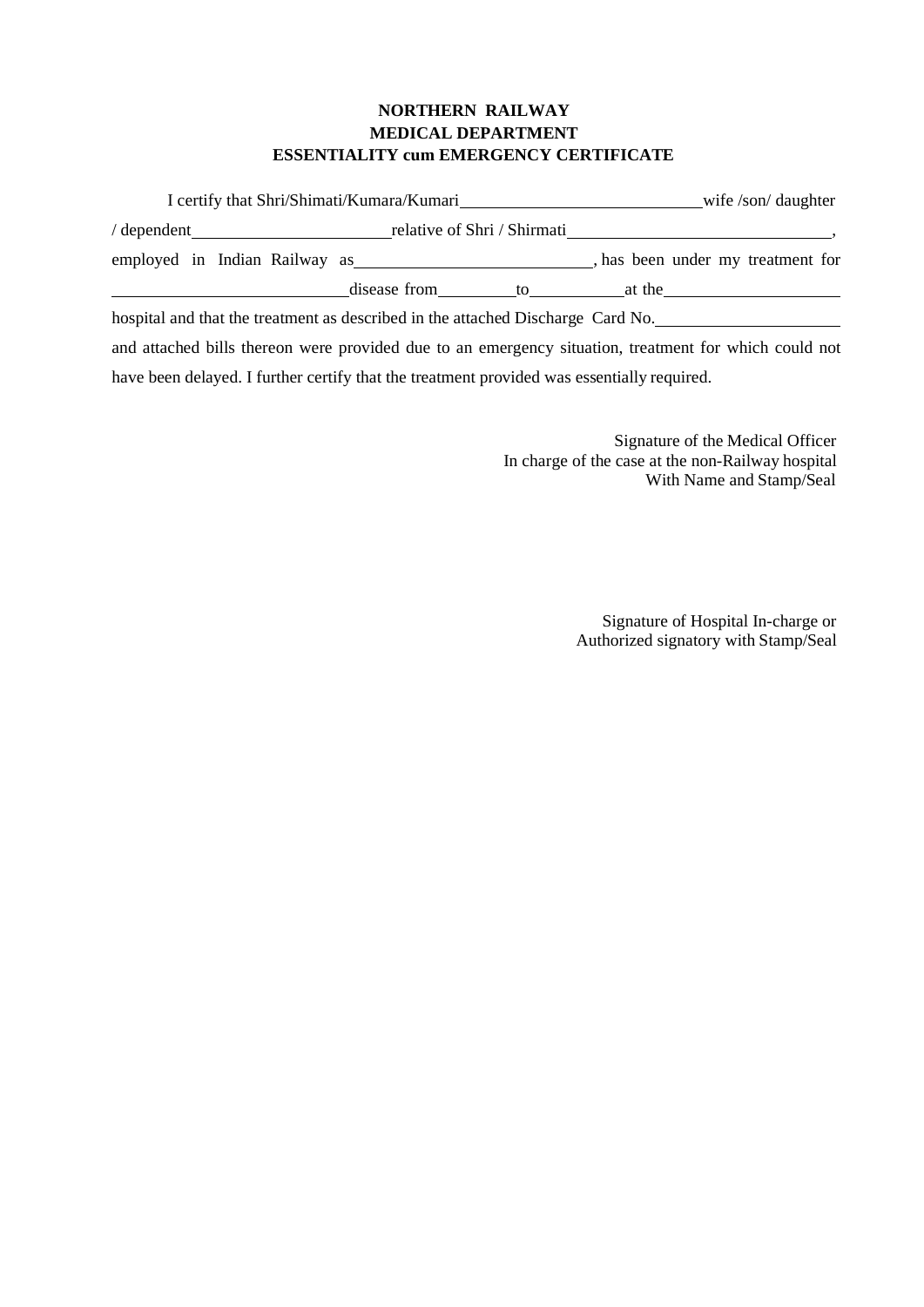**NORTHERN RAILWAY**
**MEDICAL DEPARTMENT**
**ESSENTIALITY cum EMERGENCY CERTIFICATE**

I certify that Shri/Shimati/Kumara/Kumari\_\_\_\_\_\_\_\_\_\_\_\_\_\_\_\_\_\_\_\_\_\_\_\_\_\_\_\_wife /son/ daughter / dependent\_\_\_\_\_\_\_\_\_\_\_\_\_\_\_\_\_\_\_\_\_\_\_\_relative of Shri / Shirmati\_\_\_\_\_\_\_\_\_\_\_\_\_\_\_\_\_\_\_\_\_\_\_\_\_\_\_\_\_\_\_\_, employed in Indian Railway as\_\_\_\_\_\_\_\_\_\_\_\_\_\_\_\_\_\_\_\_\_\_\_\_\_\_\_\_\_, has been under my treatment for \_\_\_\_\_\_\_\_\_\_\_\_\_\_\_\_\_\_\_\_\_\_\_\_\_\_\_\_disease from\_\_\_\_\_\_\_\_\_\_to\_\_\_\_\_\_\_\_\_\_\_\_at the\_\_\_\_\_\_\_\_\_\_\_\_\_\_\_\_\_\_\_\_\_\_ hospital and that the treatment as described in the attached Discharge Card No.\_\_\_\_\_\_\_\_\_\_\_\_\_\_\_\_\_\_\_\_\_\_ and attached bills thereon were provided due to an emergency situation, treatment for which could not have been delayed. I further certify that the treatment provided was essentially required.

Signature of the Medical Officer
In charge of the case at the non-Railway hospital
With Name and Stamp/Seal

Signature of Hospital In-charge or
Authorized signatory with Stamp/Seal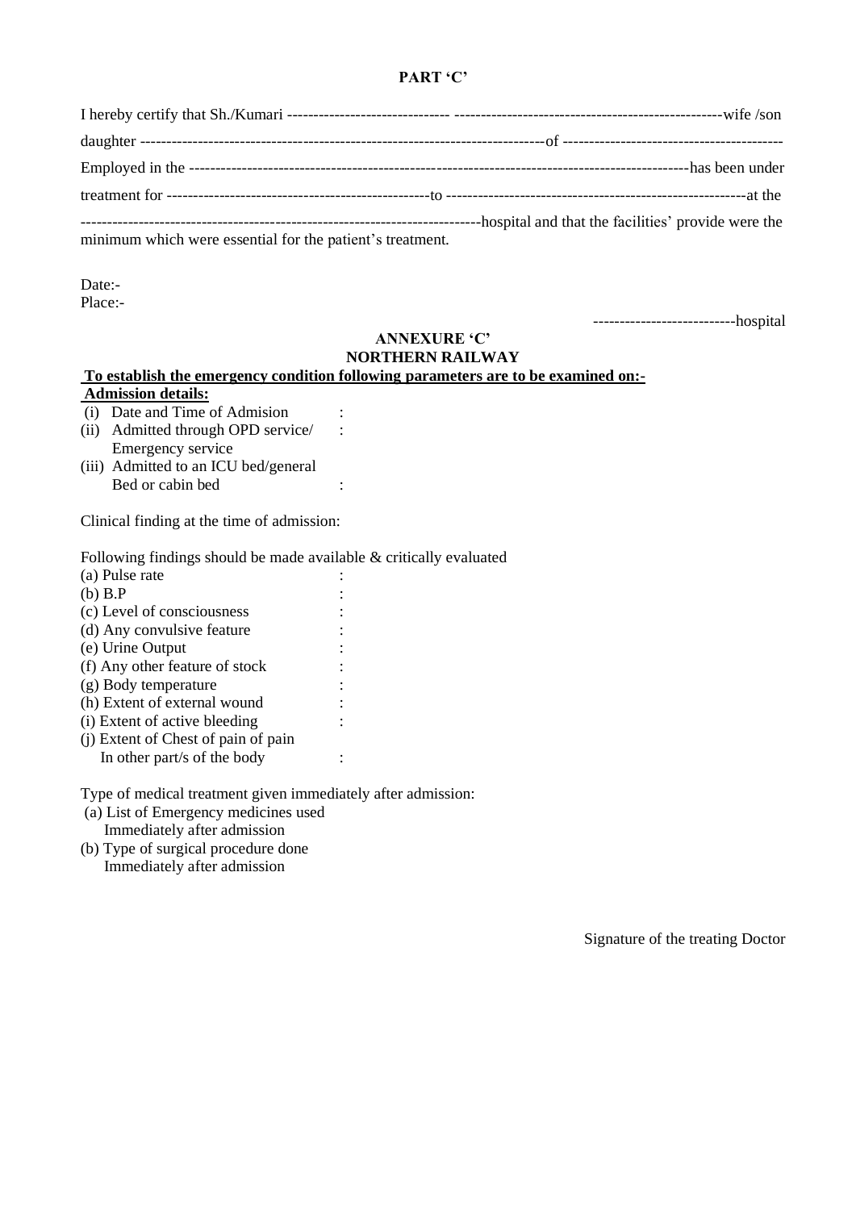**PART 'C'**

I hereby certify that Sh./Kumari ------------------------------ ---------------------------------------------------wife /son

daughter --------------------------------------------------------------------------of -----------------------------------------

Employed in the ---------------------------------------------------------------------------------------------has been under

treatment for -------------------------------------------------to --------------------------------------------------------at the

--------------------------------------------------------------------------hospital and that the facilities' provide were the minimum which were essential for the patient's treatment.

Date:-
Place:-

--------------------------hospital

**ANNEXURE 'C'**
**NORTHERN RAILWAY**

**To establish the emergency condition following parameters are to be examined on:-**

**Admission details:**

(i) Date and Time of Admision :
(ii) Admitted through OPD service/ Emergency service :
(iii) Admitted to an ICU bed/general Bed or cabin bed :

Clinical finding at the time of admission:

Following findings should be made available & critically evaluated

(a) Pulse rate :
(b) B.P :
(c) Level of consciousness :
(d) Any convulsive feature :
(e) Urine Output :
(f) Any other feature of stock :
(g) Body temperature :
(h) Extent of external wound :
(i) Extent of active bleeding :
(j) Extent of Chest of pain of pain In other part/s of the body :

Type of medical treatment given immediately after admission:

(a) List of Emergency medicines used Immediately after admission
(b) Type of surgical procedure done Immediately after admission

Signature of the treating Doctor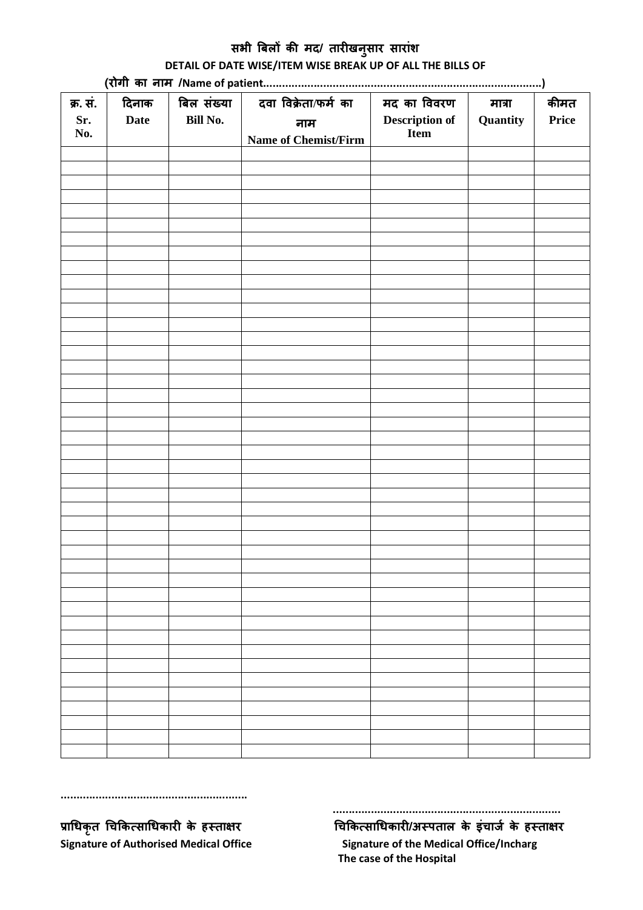# सभी बिलों की मद/ तारीखनुसार सारांश

**DETAIL OF DATE WISE/ITEM WISE BREAK UP OF ALL THE BILLS OF**

**(रोगी का नाम /Name of patient.....................................................................................)**

| क्र. सं. Sr. No. | दिनाक Date | बिल संख्या Bill No. | दवा विक्रेता/फर्म का नाम Name of Chemist/Firm | मद का विवरण Description of Item | मात्रा Quantity | कीमत Price |
|---|---|---|---|---|---|---|
| | | | | | | |
| | | | | | | |
| | | | | | | |
| | | | | | | |
| | | | | | | |
| | | | | | | |
| | | | | | | |
| | | | | | | |
| | | | | | | |
| | | | | | | |
| | | | | | | |
| | | | | | | |
| | | | | | | |
| | | | | | | |
| | | | | | | |
| | | | | | | |
| | | | | | | |
| | | | | | | |
| | | | | | | |
| | | | | | | |
| | | | | | | |
| | | | | | | |
| | | | | | | |
| | | | | | | |
| | | | | | | |
| | | | | | | |
| | | | | | | |
| | | | | | | |
| | | | | | | |
| | | | | | | |
| | | | | | | |
| | | | | | | |
| | | | | | | |
| | | | | | | |
| | | | | | | |
| | | | | | | |
| | | | | | | |
| | | | | | | |
| | | | | | | |
| | | | | | | |
| | | | | | | |
| | | | | | | |
| | | | | | | |
| | | | | | | |
| | | | | | | |
| | | | | | | |
| | | | | | | |

..........................................................

**प्राधिकृत चिकित्साधिकारी के हस्ताक्षर**
**Signature of Authorised Medical Office**

.......................................................................

**चिकित्साधिकारी/अस्पताल के इंचार्ज के हस्ताक्षर**
**Signature of the Medical Office/Incharg The case of the Hospital**